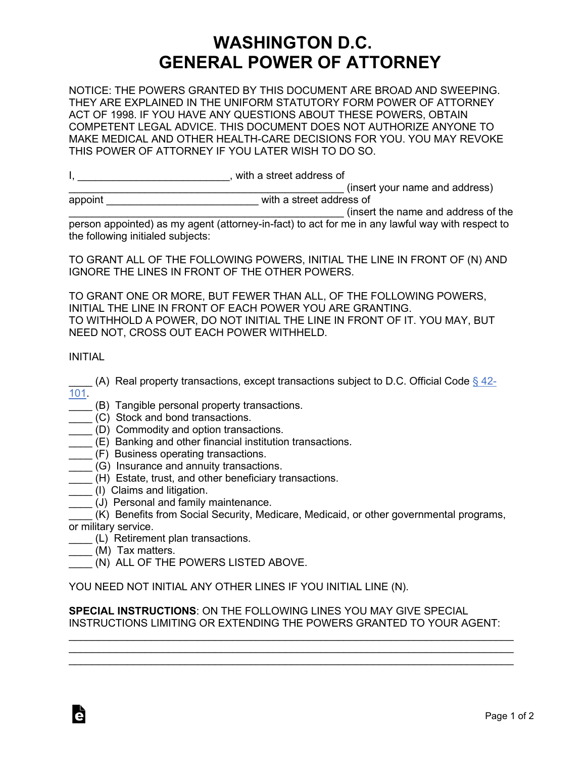# WASHINGTON D.C.
# GENERAL POWER OF ATTORNEY

NOTICE: THE POWERS GRANTED BY THIS DOCUMENT ARE BROAD AND SWEEPING. THEY ARE EXPLAINED IN THE UNIFORM STATUTORY FORM POWER OF ATTORNEY ACT OF 1998. IF YOU HAVE ANY QUESTIONS ABOUT THESE POWERS, OBTAIN COMPETENT LEGAL ADVICE. THIS DOCUMENT DOES NOT AUTHORIZE ANYONE TO MAKE MEDICAL AND OTHER HEALTH-CARE DECISIONS FOR YOU. YOU MAY REVOKE THIS POWER OF ATTORNEY IF YOU LATER WISH TO DO SO.

I, _________________________, with a street address of _____________________________________________ (insert your name and address) appoint _________________________ with a street address of _____________________________________________ (insert the name and address of the person appointed) as my agent (attorney-in-fact) to act for me in any lawful way with respect to the following initialed subjects:

TO GRANT ALL OF THE FOLLOWING POWERS, INITIAL THE LINE IN FRONT OF (N) AND IGNORE THE LINES IN FRONT OF THE OTHER POWERS.

TO GRANT ONE OR MORE, BUT FEWER THAN ALL, OF THE FOLLOWING POWERS, INITIAL THE LINE IN FRONT OF EACH POWER YOU ARE GRANTING.
TO WITHHOLD A POWER, DO NOT INITIAL THE LINE IN FRONT OF IT. YOU MAY, BUT NEED NOT, CROSS OUT EACH POWER WITHHELD.

INITIAL

____ (A) Real property transactions, except transactions subject to D.C. Official Code § 42-101.
____ (B) Tangible personal property transactions.
____ (C) Stock and bond transactions.
____ (D) Commodity and option transactions.
____ (E) Banking and other financial institution transactions.
____ (F) Business operating transactions.
____ (G) Insurance and annuity transactions.
____ (H) Estate, trust, and other beneficiary transactions.
____ (I) Claims and litigation.
____ (J) Personal and family maintenance.
____ (K) Benefits from Social Security, Medicare, Medicaid, or other governmental programs, or military service.
____ (L) Retirement plan transactions.
____ (M) Tax matters.
____ (N) ALL OF THE POWERS LISTED ABOVE.

YOU NEED NOT INITIAL ANY OTHER LINES IF YOU INITIAL LINE (N).

**SPECIAL INSTRUCTIONS**: ON THE FOLLOWING LINES YOU MAY GIVE SPECIAL INSTRUCTIONS LIMITING OR EXTENDING THE POWERS GRANTED TO YOUR AGENT:

_____________________________________________________________________________
_____________________________________________________________________________
_____________________________________________________________________________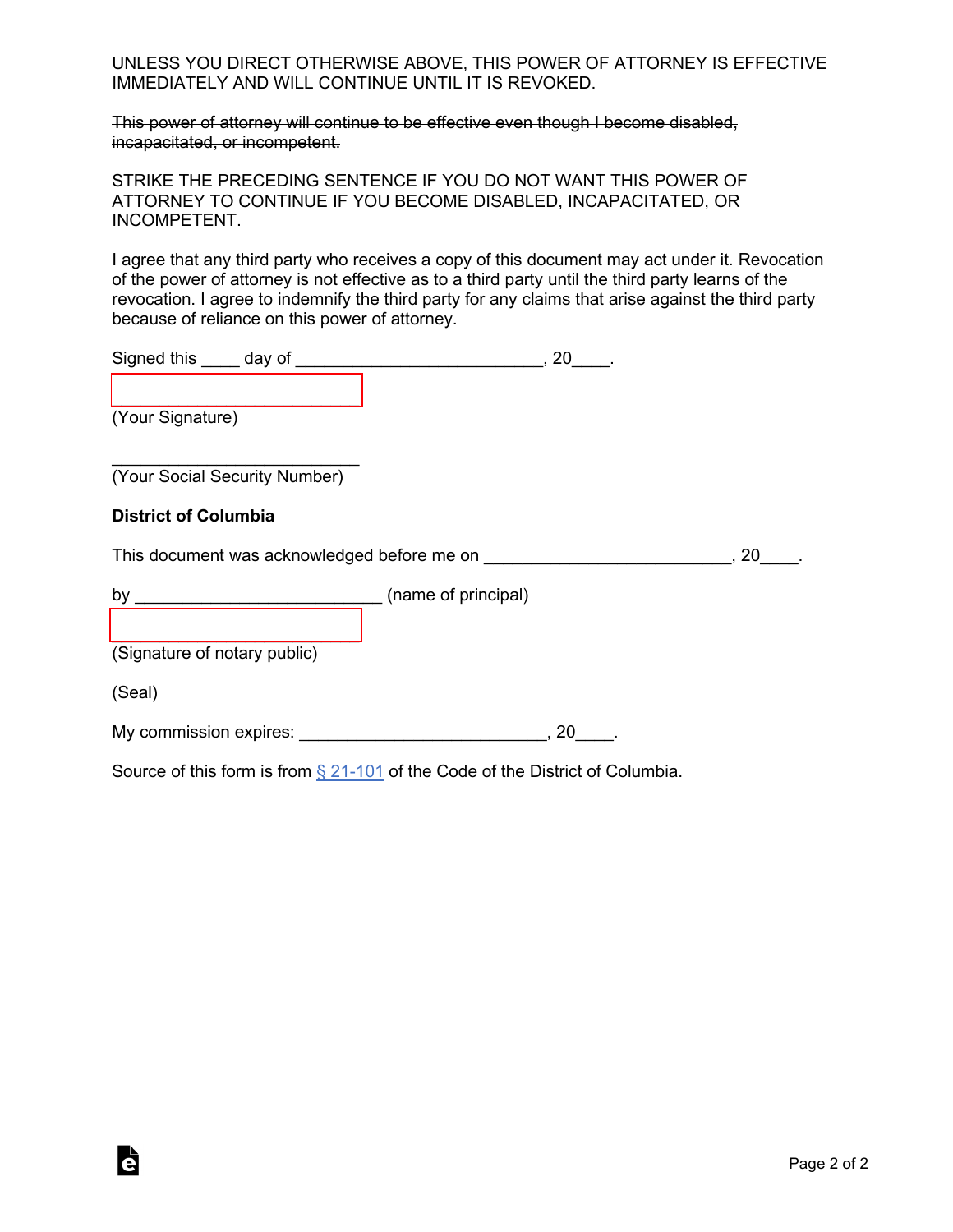UNLESS YOU DIRECT OTHERWISE ABOVE, THIS POWER OF ATTORNEY IS EFFECTIVE IMMEDIATELY AND WILL CONTINUE UNTIL IT IS REVOKED.

~~This power of attorney will continue to be effective even though I become disabled, incapacitated, or incompetent.~~

STRIKE THE PRECEDING SENTENCE IF YOU DO NOT WANT THIS POWER OF ATTORNEY TO CONTINUE IF YOU BECOME DISABLED, INCAPACITATED, OR INCOMPETENT.

I agree that any third party who receives a copy of this document may act under it. Revocation of the power of attorney is not effective as to a third party until the third party learns of the revocation. I agree to indemnify the third party for any claims that arise against the third party because of reliance on this power of attorney.

Signed this ____ day of __________________________, 20____.

(Your Signature)

___________________________
(Your Social Security Number)

**District of Columbia**

This document was acknowledged before me on __________________________, 20____.

by __________________________ (name of principal)

(Signature of notary public)

(Seal)

My commission expires: __________________________, 20____.

Source of this form is from § 21-101 of the Code of the District of Columbia.